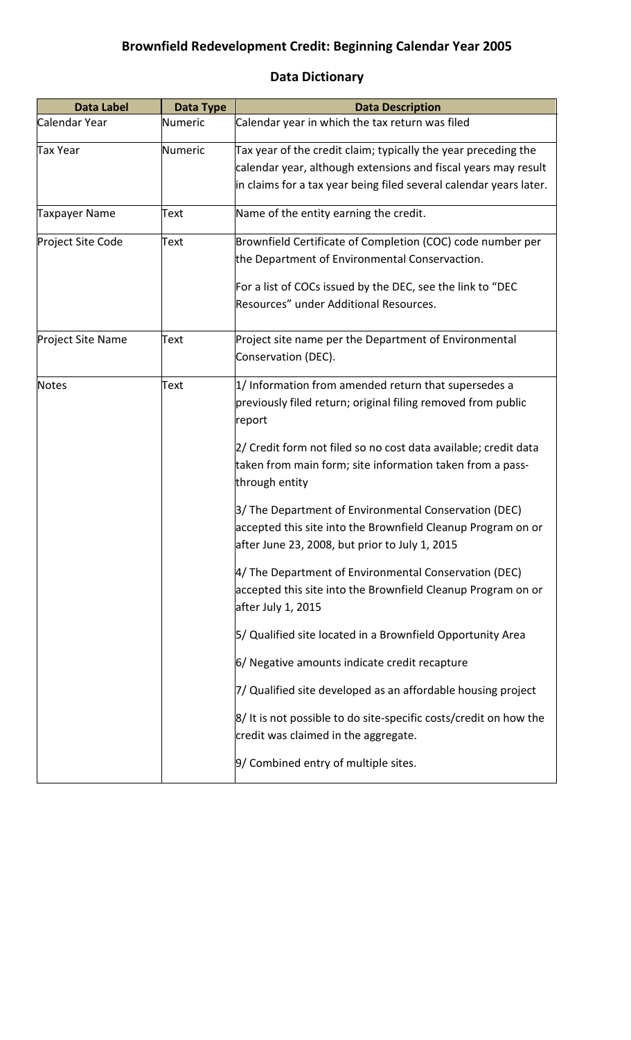# Brownfield Redevelopment Credit: Beginning Calendar Year 2005

## Data Dictionary

| Data Label | Data Type | Data Description |
|---|---|---|
| Calendar Year | Numeric | Calendar year in which the tax return was filed |
| Tax Year | Numeric | Tax year of the credit claim; typically the year preceding the calendar year, although extensions and fiscal years may result in claims for a tax year being filed several calendar years later. |
| Taxpayer Name | Text | Name of the entity earning the credit. |
| Project Site Code | Text | Brownfield Certificate of Completion (COC) code number per the Department of Environmental Conservaction.<br><br>For a list of COCs issued by the DEC, see the link to "DEC Resources" under Additional Resources. |
| Project Site Name | Text | Project site name per the Department of Environmental Conservation (DEC). |
| Notes | Text | 1/ Information from amended return that supersedes a previously filed return; original filing removed from public report<br><br>2/ Credit form not filed so no cost data available; credit data taken from main form; site information taken from a pass-through entity<br><br>3/ The Department of Environmental Conservation (DEC) accepted this site into the Brownfield Cleanup Program on or after June 23, 2008, but prior to July 1, 2015<br><br>4/ The Department of Environmental Conservation (DEC) accepted this site into the Brownfield Cleanup Program on or after July 1, 2015<br><br>5/ Qualified site located in a Brownfield Opportunity Area<br><br>6/ Negative amounts indicate credit recapture<br><br>7/ Qualified site developed as an affordable housing project<br><br>8/ It is not possible to do site-specific costs/credit on how the credit was claimed in the aggregate.<br><br>9/ Combined entry of multiple sites. |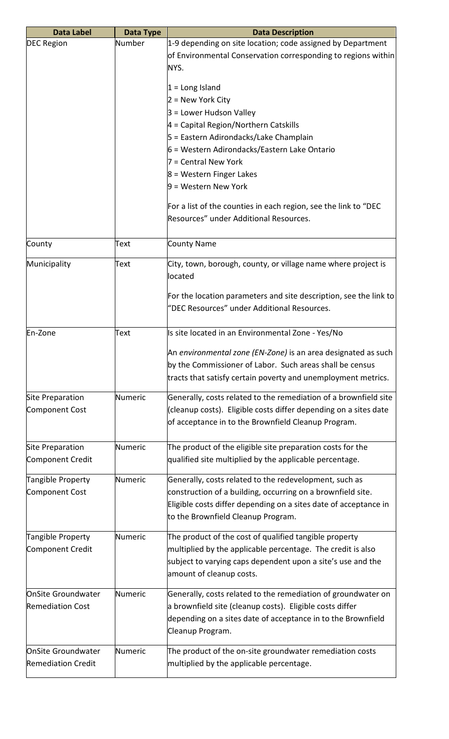| Data Label | Data Type | Data Description |
| --- | --- | --- |
| DEC Region | Number | 1-9 depending on site location; code assigned by Department of Environmental Conservation corresponding to regions within NYS.<br><br>1 = Long Island<br>2 = New York City<br>3 = Lower Hudson Valley<br>4 = Capital Region/Northern Catskills<br>5 = Eastern Adirondacks/Lake Champlain<br>6 = Western Adirondacks/Eastern Lake Ontario<br>7 = Central New York<br>8 = Western Finger Lakes<br>9 = Western New York<br><br>For a list of the counties in each region, see the link to "DEC Resources" under Additional Resources. |
| County | Text | County Name |
| Municipality | Text | City, town, borough, county, or village name where project is located<br><br>For the location parameters and site description, see the link to "DEC Resources" under Additional Resources. |
| En-Zone | Text | Is site located in an Environmental Zone - Yes/No<br><br>An *environmental zone (EN-Zone)* is an area designated as such by the Commissioner of Labor. Such areas shall be census tracts that satisfy certain poverty and unemployment metrics. |
| Site Preparation Component Cost | Numeric | Generally, costs related to the remediation of a brownfield site (cleanup costs). Eligible costs differ depending on a sites date of acceptance in to the Brownfield Cleanup Program. |
| Site Preparation Component Credit | Numeric | The product of the eligible site preparation costs for the qualified site multiplied by the applicable percentage. |
| Tangible Property Component Cost | Numeric | Generally, costs related to the redevelopment, such as construction of a building, occurring on a brownfield site. Eligible costs differ depending on a sites date of acceptance in to the Brownfield Cleanup Program. |
| Tangible Property Component Credit | Numeric | The product of the cost of qualified tangible property multiplied by the applicable percentage. The credit is also subject to varying caps dependent upon a site's use and the amount of cleanup costs. |
| OnSite Groundwater Remediation Cost | Numeric | Generally, costs related to the remediation of groundwater on a brownfield site (cleanup costs). Eligible costs differ depending on a sites date of acceptance in to the Brownfield Cleanup Program. |
| OnSite Groundwater Remediation Credit | Numeric | The product of the on-site groundwater remediation costs multiplied by the applicable percentage. |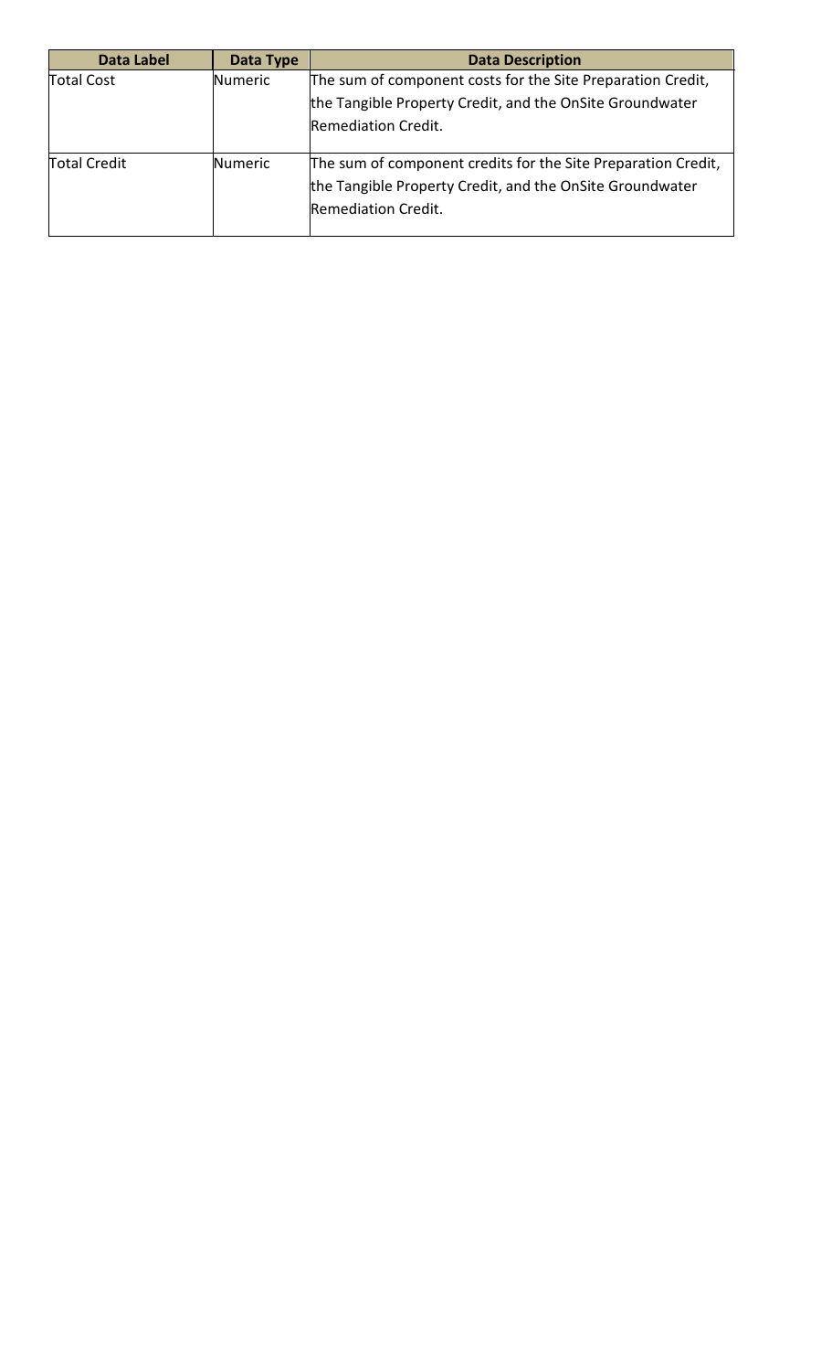| Data Label | Data Type | Data Description |
| --- | --- | --- |
| Total Cost | Numeric | The sum of component costs for the Site Preparation Credit, the Tangible Property Credit, and the OnSite Groundwater Remediation Credit. |
| Total Credit | Numeric | The sum of component credits for the Site Preparation Credit, the Tangible Property Credit, and the OnSite Groundwater Remediation Credit. |